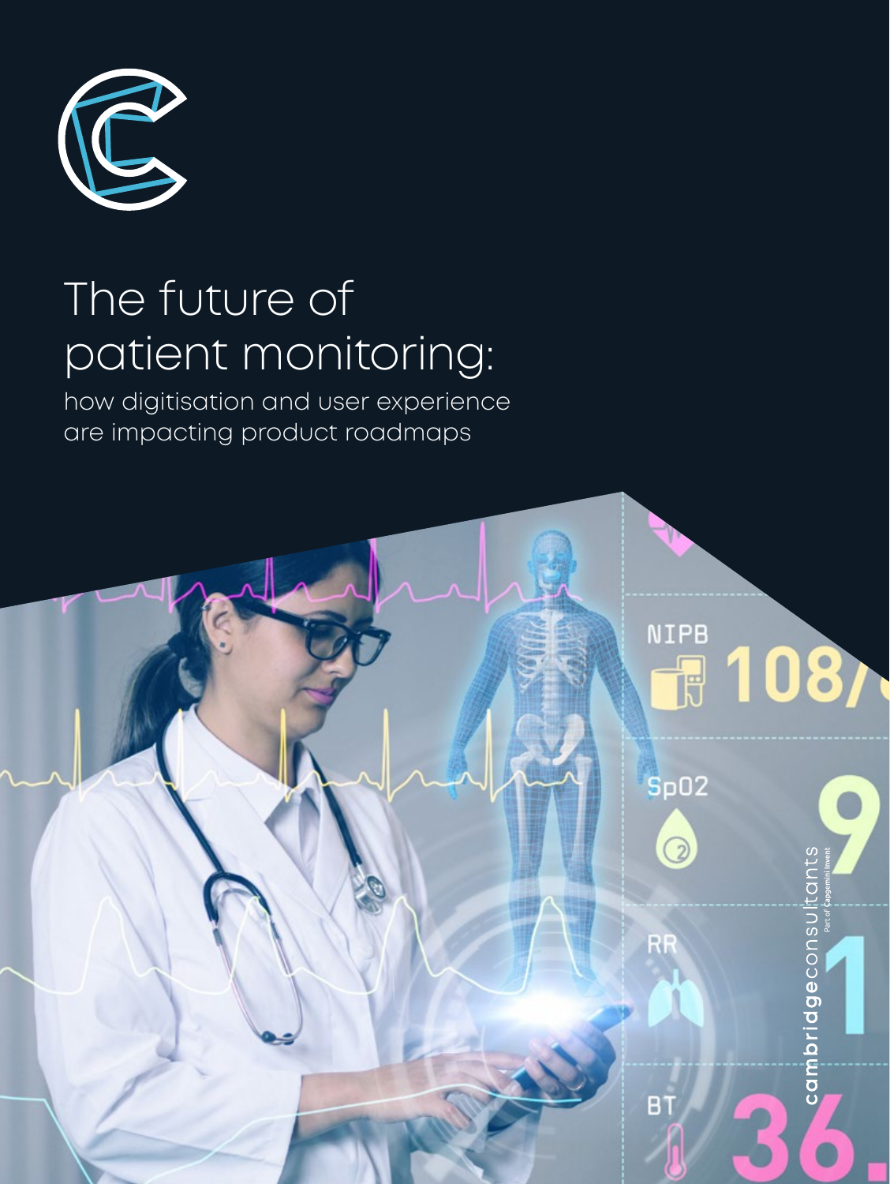# The future of patient monitoring:

how digitisation and user experience are impacting product roadmaps

cambridgeconsultants

Part of Capgemini Invent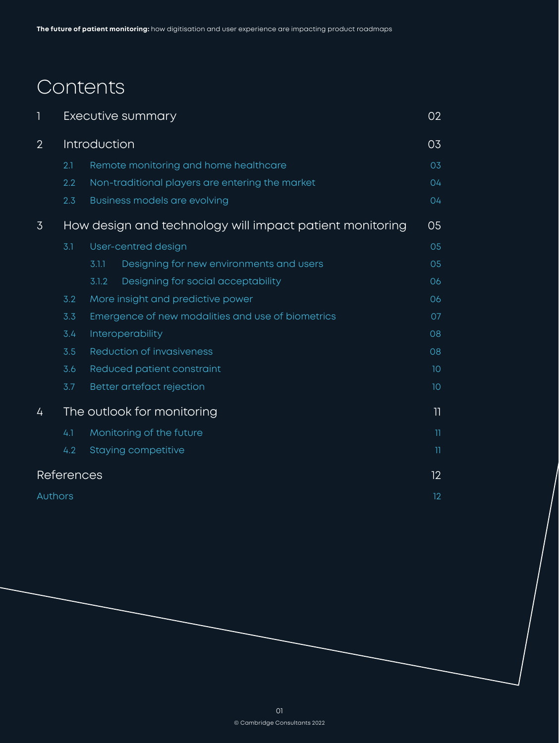# Contents

| | | |
|---|---|---|
| 1 | Executive summary | 02 |
| 2 | Introduction | 03 |
| 2.1 | Remote monitoring and home healthcare | 03 |
| 2.2 | Non-traditional players are entering the market | 04 |
| 2.3 | Business models are evolving | 04 |
| 3 | How design and technology will impact patient monitoring | 05 |
| 3.1 | User-centred design | 05 |
| 3.1.1 | Designing for new environments and users | 05 |
| 3.1.2 | Designing for social acceptability | 06 |
| 3.2 | More insight and predictive power | 06 |
| 3.3 | Emergence of new modalities and use of biometrics | 07 |
| 3.4 | Interoperability | 08 |
| 3.5 | Reduction of invasiveness | 08 |
| 3.6 | Reduced patient constraint | 10 |
| 3.7 | Better artefact rejection | 10 |
| 4 | The outlook for monitoring | 11 |
| 4.1 | Monitoring of the future | 11 |
| 4.2 | Staying competitive | 11 |
| | References | 12 |
| | Authors | 12 |

© Cambridge Consultants 2022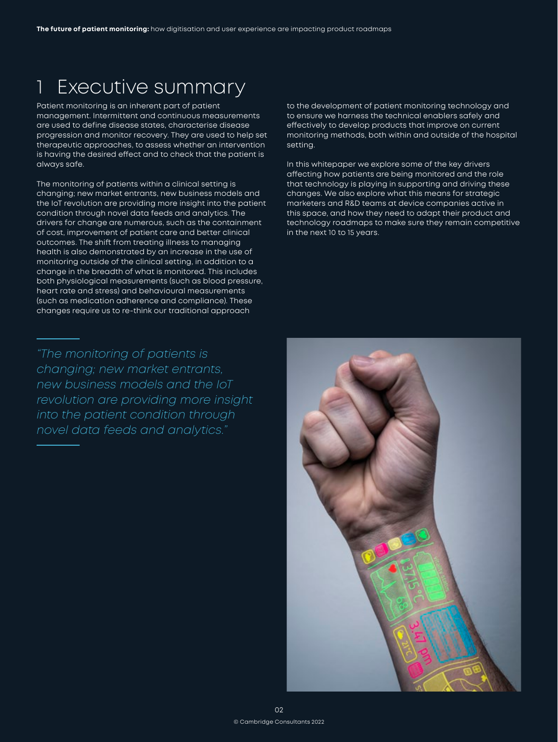# 1 Executive summary

Patient monitoring is an inherent part of patient management. Intermittent and continuous measurements are used to define disease states, characterise disease progression and monitor recovery. They are used to help set therapeutic approaches, to assess whether an intervention is having the desired effect and to check that the patient is always safe.

The monitoring of patients within a clinical setting is changing; new market entrants, new business models and the IoT revolution are providing more insight into the patient condition through novel data feeds and analytics. The drivers for change are numerous, such as the containment of cost, improvement of patient care and better clinical outcomes. The shift from treating illness to managing health is also demonstrated by an increase in the use of monitoring outside of the clinical setting, in addition to a change in the breadth of what is monitored. This includes both physiological measurements (such as blood pressure, heart rate and stress) and behavioural measurements (such as medication adherence and compliance). These changes require us to re-think our traditional approach to the development of patient monitoring technology and to ensure we harness the technical enablers safely and effectively to develop products that improve on current monitoring methods, both within and outside of the hospital setting.

In this whitepaper we explore some of the key drivers affecting how patients are being monitored and the role that technology is playing in supporting and driving these changes. We also explore what this means for strategic marketers and R&D teams at device companies active in this space, and how they need to adapt their product and technology roadmaps to make sure they remain competitive in the next 10 to 15 years.

*"The monitoring of patients is changing; new market entrants, new business models and the IoT revolution are providing more insight into the patient condition through novel data feeds and analytics."*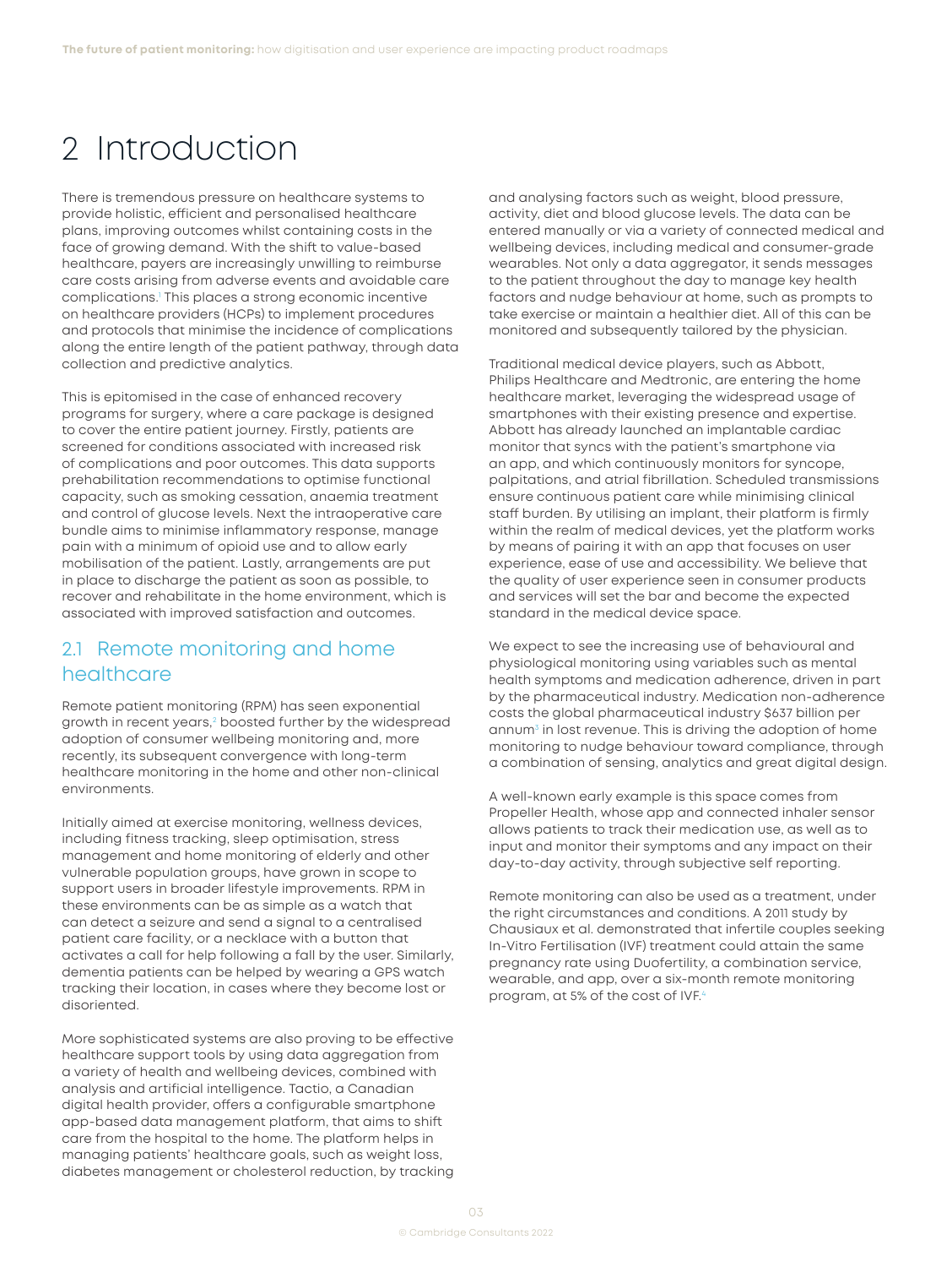# 2 Introduction

There is tremendous pressure on healthcare systems to provide holistic, efficient and personalised healthcare plans, improving outcomes whilst containing costs in the face of growing demand. With the shift to value-based healthcare, payers are increasingly unwilling to reimburse care costs arising from adverse events and avoidable care complications.[1] This places a strong economic incentive on healthcare providers (HCPs) to implement procedures and protocols that minimise the incidence of complications along the entire length of the patient pathway, through data collection and predictive analytics.

This is epitomised in the case of enhanced recovery programs for surgery, where a care package is designed to cover the entire patient journey. Firstly, patients are screened for conditions associated with increased risk of complications and poor outcomes. This data supports prehabilitation recommendations to optimise functional capacity, such as smoking cessation, anaemia treatment and control of glucose levels. Next the intraoperative care bundle aims to minimise inflammatory response, manage pain with a minimum of opioid use and to allow early mobilisation of the patient. Lastly, arrangements are put in place to discharge the patient as soon as possible, to recover and rehabilitate in the home environment, which is associated with improved satisfaction and outcomes.

## 2.1 Remote monitoring and home healthcare

Remote patient monitoring (RPM) has seen exponential growth in recent years,[2] boosted further by the widespread adoption of consumer wellbeing monitoring and, more recently, its subsequent convergence with long-term healthcare monitoring in the home and other non-clinical environments.

Initially aimed at exercise monitoring, wellness devices, including fitness tracking, sleep optimisation, stress management and home monitoring of elderly and other vulnerable population groups, have grown in scope to support users in broader lifestyle improvements. RPM in these environments can be as simple as a watch that can detect a seizure and send a signal to a centralised patient care facility, or a necklace with a button that activates a call for help following a fall by the user. Similarly, dementia patients can be helped by wearing a GPS watch tracking their location, in cases where they become lost or disoriented.

More sophisticated systems are also proving to be effective healthcare support tools by using data aggregation from a variety of health and wellbeing devices, combined with analysis and artificial intelligence. Tactio, a Canadian digital health provider, offers a configurable smartphone app-based data management platform, that aims to shift care from the hospital to the home. The platform helps in managing patients' healthcare goals, such as weight loss, diabetes management or cholesterol reduction, by tracking and analysing factors such as weight, blood pressure, activity, diet and blood glucose levels. The data can be entered manually or via a variety of connected medical and wellbeing devices, including medical and consumer-grade wearables. Not only a data aggregator, it sends messages to the patient throughout the day to manage key health factors and nudge behaviour at home, such as prompts to take exercise or maintain a healthier diet. All of this can be monitored and subsequently tailored by the physician.

Traditional medical device players, such as Abbott, Philips Healthcare and Medtronic, are entering the home healthcare market, leveraging the widespread usage of smartphones with their existing presence and expertise. Abbott has already launched an implantable cardiac monitor that syncs with the patient's smartphone via an app, and which continuously monitors for syncope, palpitations, and atrial fibrillation. Scheduled transmissions ensure continuous patient care while minimising clinical staff burden. By utilising an implant, their platform is firmly within the realm of medical devices, yet the platform works by means of pairing it with an app that focuses on user experience, ease of use and accessibility. We believe that the quality of user experience seen in consumer products and services will set the bar and become the expected standard in the medical device space.

We expect to see the increasing use of behavioural and physiological monitoring using variables such as mental health symptoms and medication adherence, driven in part by the pharmaceutical industry. Medication non-adherence costs the global pharmaceutical industry $637 billion per annum[3] in lost revenue. This is driving the adoption of home monitoring to nudge behaviour toward compliance, through a combination of sensing, analytics and great digital design.

A well-known early example is this space comes from Propeller Health, whose app and connected inhaler sensor allows patients to track their medication use, as well as to input and monitor their symptoms and any impact on their day-to-day activity, through subjective self reporting.

Remote monitoring can also be used as a treatment, under the right circumstances and conditions. A 2011 study by Chausiaux et al. demonstrated that infertile couples seeking In-Vitro Fertilisation (IVF) treatment could attain the same pregnancy rate using Duofertility, a combination service, wearable, and app, over a six-month remote monitoring program, at 5% of the cost of IVF.[4]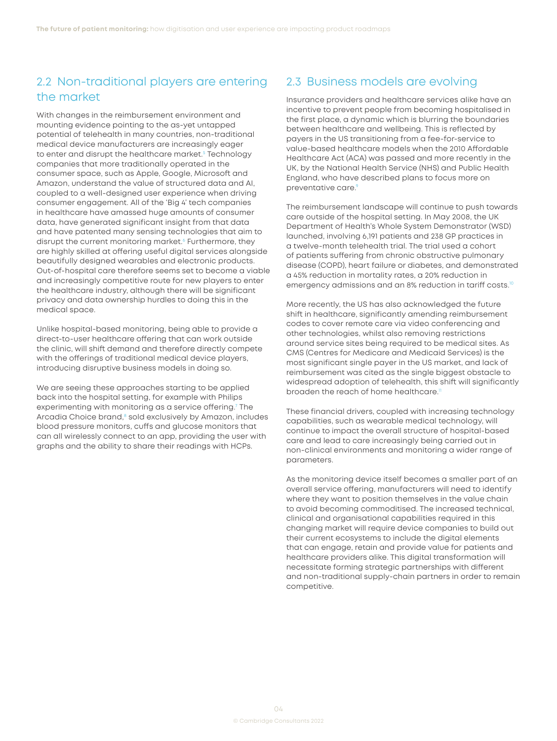## 2.2 Non-traditional players are entering the market

With changes in the reimbursement environment and mounting evidence pointing to the as-yet untapped potential of telehealth in many countries, non-traditional medical device manufacturers are increasingly eager to enter and disrupt the healthcare market.[5] Technology companies that more traditionally operated in the consumer space, such as Apple, Google, Microsoft and Amazon, understand the value of structured data and AI, coupled to a well-designed user experience when driving consumer engagement. All of the 'Big 4' tech companies in healthcare have amassed huge amounts of consumer data, have generated significant insight from that data and have patented many sensing technologies that aim to disrupt the current monitoring market.[6] Furthermore, they are highly skilled at offering useful digital services alongside beautifully designed wearables and electronic products. Out-of-hospital care therefore seems set to become a viable and increasingly competitive route for new players to enter the healthcare industry, although there will be significant privacy and data ownership hurdles to doing this in the medical space.

Unlike hospital-based monitoring, being able to provide a direct-to-user healthcare offering that can work outside the clinic, will shift demand and therefore directly compete with the offerings of traditional medical device players, introducing disruptive business models in doing so.

We are seeing these approaches starting to be applied back into the hospital setting, for example with Philips experimenting with monitoring as a service offering.[7] The Arcadia Choice brand,[8] sold exclusively by Amazon, includes blood pressure monitors, cuffs and glucose monitors that can all wirelessly connect to an app, providing the user with graphs and the ability to share their readings with HCPs.

## 2.3 Business models are evolving

Insurance providers and healthcare services alike have an incentive to prevent people from becoming hospitalised in the first place, a dynamic which is blurring the boundaries between healthcare and wellbeing. This is reflected by payers in the US transitioning from a fee-for-service to value-based healthcare models when the 2010 Affordable Healthcare Act (ACA) was passed and more recently in the UK, by the National Health Service (NHS) and Public Health England, who have described plans to focus more on preventative care.[9]

The reimbursement landscape will continue to push towards care outside of the hospital setting. In May 2008, the UK Department of Health's Whole System Demonstrator (WSD) launched, involving 6,191 patients and 238 GP practices in a twelve-month telehealth trial. The trial used a cohort of patients suffering from chronic obstructive pulmonary disease (COPD), heart failure or diabetes, and demonstrated a 45% reduction in mortality rates, a 20% reduction in emergency admissions and an 8% reduction in tariff costs.[10]

More recently, the US has also acknowledged the future shift in healthcare, significantly amending reimbursement codes to cover remote care via video conferencing and other technologies, whilst also removing restrictions around service sites being required to be medical sites. As CMS (Centres for Medicare and Medicaid Services) is the most significant single payer in the US market, and lack of reimbursement was cited as the single biggest obstacle to widespread adoption of telehealth, this shift will significantly broaden the reach of home healthcare.[11]

These financial drivers, coupled with increasing technology capabilities, such as wearable medical technology, will continue to impact the overall structure of hospital-based care and lead to care increasingly being carried out in non-clinical environments and monitoring a wider range of parameters.

As the monitoring device itself becomes a smaller part of an overall service offering, manufacturers will need to identify where they want to position themselves in the value chain to avoid becoming commoditised. The increased technical, clinical and organisational capabilities required in this changing market will require device companies to build out their current ecosystems to include the digital elements that can engage, retain and provide value for patients and healthcare providers alike. This digital transformation will necessitate forming strategic partnerships with different and non-traditional supply-chain partners in order to remain competitive.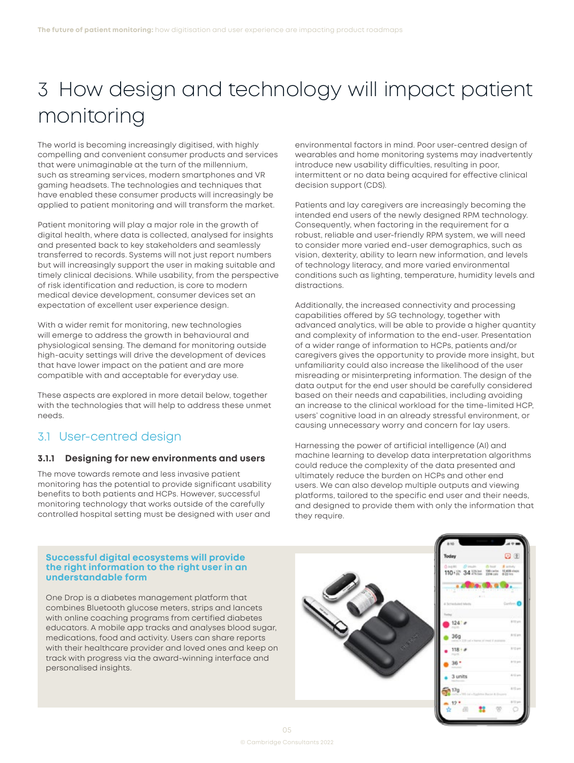# 3 How design and technology will impact patient monitoring

The world is becoming increasingly digitised, with highly compelling and convenient consumer products and services that were unimaginable at the turn of the millennium, such as streaming services, modern smartphones and VR gaming headsets. The technologies and techniques that have enabled these consumer products will increasingly be applied to patient monitoring and will transform the market.

Patient monitoring will play a major role in the growth of digital health, where data is collected, analysed for insights and presented back to key stakeholders and seamlessly transferred to records. Systems will not just report numbers but will increasingly support the user in making suitable and timely clinical decisions. While usability, from the perspective of risk identification and reduction, is core to modern medical device development, consumer devices set an expectation of excellent user experience design.

With a wider remit for monitoring, new technologies will emerge to address the growth in behavioural and physiological sensing. The demand for monitoring outside high-acuity settings will drive the development of devices that have lower impact on the patient and are more compatible with and acceptable for everyday use.

These aspects are explored in more detail below, together with the technologies that will help to address these unmet needs.

## 3.1 User-centred design

### 3.1.1 Designing for new environments and users

The move towards remote and less invasive patient monitoring has the potential to provide significant usability benefits to both patients and HCPs. However, successful monitoring technology that works outside of the carefully controlled hospital setting must be designed with user and environmental factors in mind. Poor user-centred design of wearables and home monitoring systems may inadvertently introduce new usability difficulties, resulting in poor, intermittent or no data being acquired for effective clinical decision support (CDS).

Patients and lay caregivers are increasingly becoming the intended end users of the newly designed RPM technology. Consequently, when factoring in the requirement for a robust, reliable and user-friendly RPM system, we will need to consider more varied end-user demographics, such as vision, dexterity, ability to learn new information, and levels of technology literacy, and more varied environmental conditions such as lighting, temperature, humidity levels and distractions.

Additionally, the increased connectivity and processing capabilities offered by 5G technology, together with advanced analytics, will be able to provide a higher quantity and complexity of information to the end-user. Presentation of a wider range of information to HCPs, patients and/or caregivers gives the opportunity to provide more insight, but unfamiliarity could also increase the likelihood of the user misreading or misinterpreting information. The design of the data output for the end user should be carefully considered based on their needs and capabilities, including avoiding an increase to the clinical workload for the time-limited HCP, users' cognitive load in an already stressful environment, or causing unnecessary worry and concern for lay users.

Harnessing the power of artificial intelligence (AI) and machine learning to develop data interpretation algorithms could reduce the complexity of the data presented and ultimately reduce the burden on HCPs and other end users. We can also develop multiple outputs and viewing platforms, tailored to the specific end user and their needs, and designed to provide them with only the information that they require.

**Successful digital ecosystems will provide the right information to the right user in an understandable form**

One Drop is a diabetes management platform that combines Bluetooth glucose meters, strips and lancets with online coaching programs from certified diabetes educators. A mobile app tracks and analyses blood sugar, medications, food and activity. Users can share reports with their healthcare provider and loved ones and keep on track with progress via the award-winning interface and personalised insights.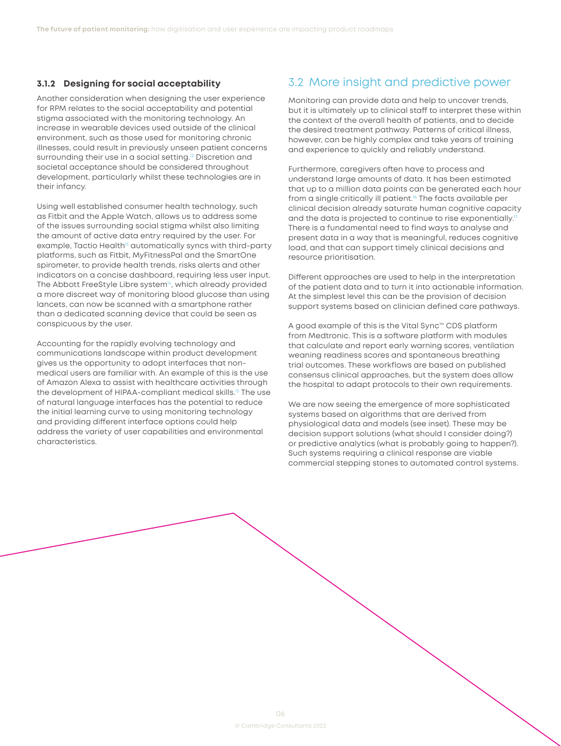### 3.1.2 Designing for social acceptability

Another consideration when designing the user experience for RPM relates to the social acceptability and potential stigma associated with the monitoring technology. An increase in wearable devices used outside of the clinical environment, such as those used for monitoring chronic illnesses, could result in previously unseen patient concerns surrounding their use in a social setting.[12] Discretion and societal acceptance should be considered throughout development, particularly whilst these technologies are in their infancy.

Using well established consumer health technology, such as Fitbit and the Apple Watch, allows us to address some of the issues surrounding social stigma whilst also limiting the amount of active data entry required by the user. For example, Tactio Health[13] automatically syncs with third-party platforms, such as Fitbit, MyFitnessPal and the SmartOne spirometer, to provide health trends, risks alerts and other indicators on a concise dashboard, requiring less user input. The Abbott FreeStyle Libre system[14], which already provided a more discreet way of monitoring blood glucose than using lancets, can now be scanned with a smartphone rather than a dedicated scanning device that could be seen as conspicuous by the user.

Accounting for the rapidly evolving technology and communications landscape within product development gives us the opportunity to adopt interfaces that non-medical users are familiar with. An example of this is the use of Amazon Alexa to assist with healthcare activities through the development of HIPAA-compliant medical skills.[15] The use of natural language interfaces has the potential to reduce the initial learning curve to using monitoring technology and providing different interface options could help address the variety of user capabilities and environmental characteristics.

## 3.2 More insight and predictive power

Monitoring can provide data and help to uncover trends, but it is ultimately up to clinical staff to interpret these within the context of the overall health of patients, and to decide the desired treatment pathway. Patterns of critical illness, however, can be highly complex and take years of training and experience to quickly and reliably understand.

Furthermore, caregivers often have to process and understand large amounts of data. It has been estimated that up to a million data points can be generated each hour from a single critically ill patient.[16] The facts available per clinical decision already saturate human cognitive capacity and the data is projected to continue to rise exponentially.[17] There is a fundamental need to find ways to analyse and present data in a way that is meaningful, reduces cognitive load, and that can support timely clinical decisions and resource prioritisation.

Different approaches are used to help in the interpretation of the patient data and to turn it into actionable information. At the simplest level this can be the provision of decision support systems based on clinician defined care pathways.

A good example of this is the Vital Sync™ CDS platform from Medtronic. This is a software platform with modules that calculate and report early warning scores, ventilation weaning readiness scores and spontaneous breathing trial outcomes. These workflows are based on published consensus clinical approaches, but the system does allow the hospital to adapt protocols to their own requirements.

We are now seeing the emergence of more sophisticated systems based on algorithms that are derived from physiological data and models (see inset). These may be decision support solutions (what should I consider doing?) or predictive analytics (what is probably going to happen?). Such systems requiring a clinical response are viable commercial stepping stones to automated control systems.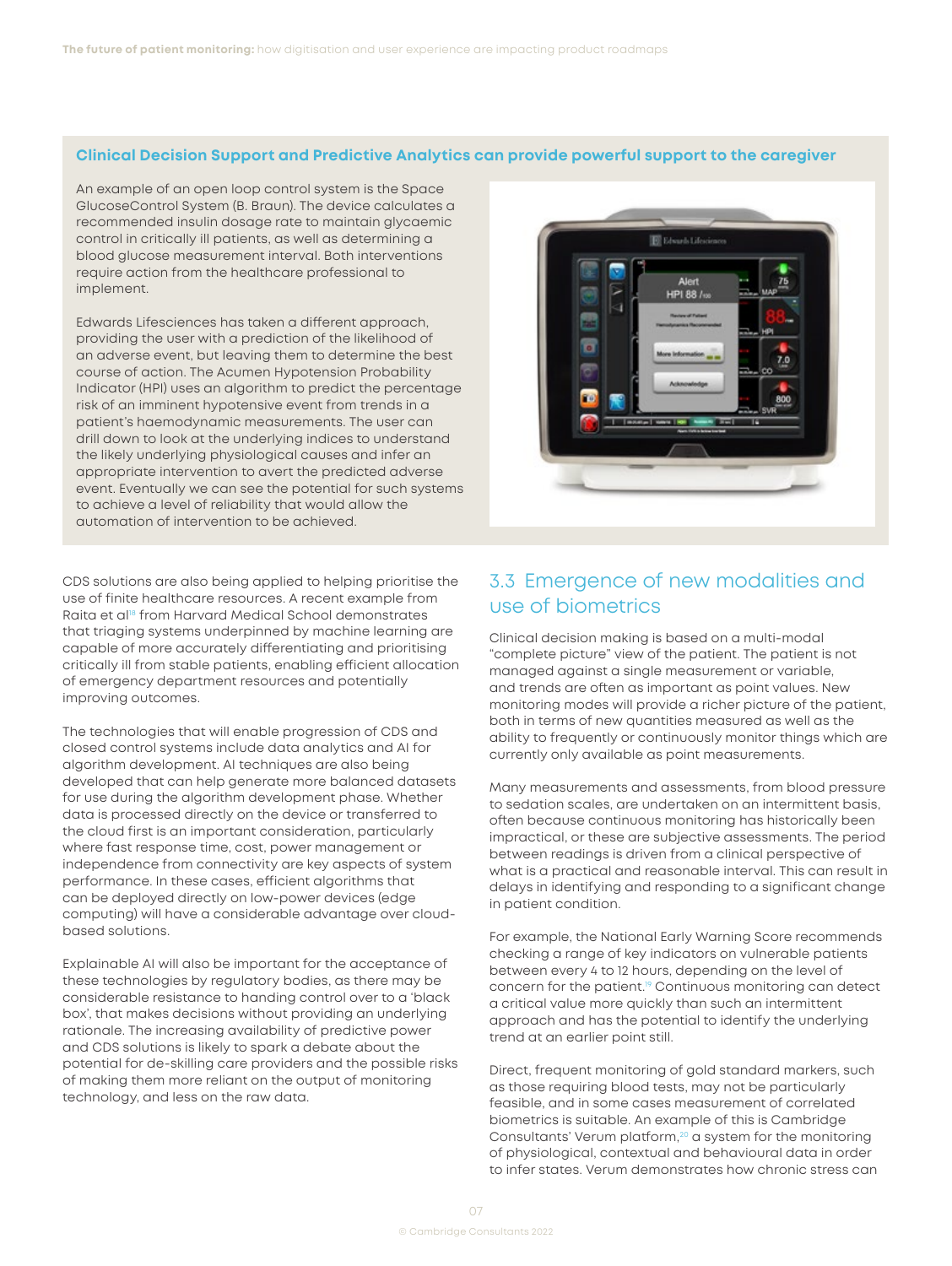### Clinical Decision Support and Predictive Analytics can provide powerful support to the caregiver

An example of an open loop control system is the Space GlucoseControl System (B. Braun). The device calculates a recommended insulin dosage rate to maintain glycaemic control in critically ill patients, as well as determining a blood glucose measurement interval. Both interventions require action from the healthcare professional to implement.

Edwards Lifesciences has taken a different approach, providing the user with a prediction of the likelihood of an adverse event, but leaving them to determine the best course of action. The Acumen Hypotension Probability Indicator (HPI) uses an algorithm to predict the percentage risk of an imminent hypotensive event from trends in a patient's haemodynamic measurements. The user can drill down to look at the underlying indices to understand the likely underlying physiological causes and infer an appropriate intervention to avert the predicted adverse event. Eventually we can see the potential for such systems to achieve a level of reliability that would allow the automation of intervention to be achieved.

CDS solutions are also being applied to helping prioritise the use of finite healthcare resources. A recent example from Raita et al[18] from Harvard Medical School demonstrates that triaging systems underpinned by machine learning are capable of more accurately differentiating and prioritising critically ill from stable patients, enabling efficient allocation of emergency department resources and potentially improving outcomes.

The technologies that will enable progression of CDS and closed control systems include data analytics and AI for algorithm development. AI techniques are also being developed that can help generate more balanced datasets for use during the algorithm development phase. Whether data is processed directly on the device or transferred to the cloud first is an important consideration, particularly where fast response time, cost, power management or independence from connectivity are key aspects of system performance. In these cases, efficient algorithms that can be deployed directly on low-power devices (edge computing) will have a considerable advantage over cloud-based solutions.

Explainable AI will also be important for the acceptance of these technologies by regulatory bodies, as there may be considerable resistance to handing control over to a 'black box', that makes decisions without providing an underlying rationale. The increasing availability of predictive power and CDS solutions is likely to spark a debate about the potential for de-skilling care providers and the possible risks of making them more reliant on the output of monitoring technology, and less on the raw data.

## 3.3 Emergence of new modalities and use of biometrics

Clinical decision making is based on a multi-modal "complete picture" view of the patient. The patient is not managed against a single measurement or variable, and trends are often as important as point values. New monitoring modes will provide a richer picture of the patient, both in terms of new quantities measured as well as the ability to frequently or continuously monitor things which are currently only available as point measurements.

Many measurements and assessments, from blood pressure to sedation scales, are undertaken on an intermittent basis, often because continuous monitoring has historically been impractical, or these are subjective assessments. The period between readings is driven from a clinical perspective of what is a practical and reasonable interval. This can result in delays in identifying and responding to a significant change in patient condition.

For example, the National Early Warning Score recommends checking a range of key indicators on vulnerable patients between every 4 to 12 hours, depending on the level of concern for the patient.[19] Continuous monitoring can detect a critical value more quickly than such an intermittent approach and has the potential to identify the underlying trend at an earlier point still.

Direct, frequent monitoring of gold standard markers, such as those requiring blood tests, may not be particularly feasible, and in some cases measurement of correlated biometrics is suitable. An example of this is Cambridge Consultants' Verum platform,[20] a system for the monitoring of physiological, contextual and behavioural data in order to infer states. Verum demonstrates how chronic stress can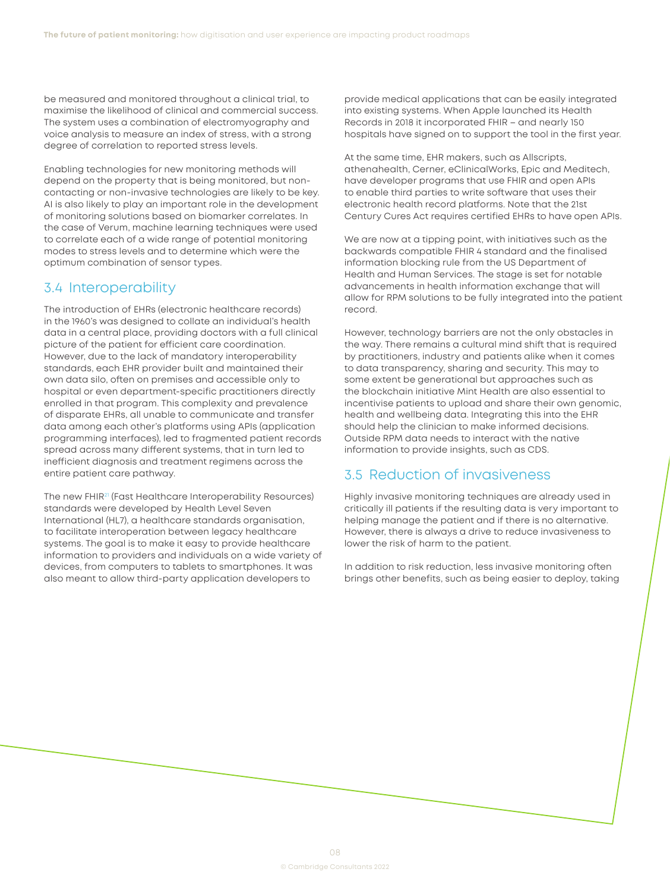be measured and monitored throughout a clinical trial, to maximise the likelihood of clinical and commercial success. The system uses a combination of electromyography and voice analysis to measure an index of stress, with a strong degree of correlation to reported stress levels.

Enabling technologies for new monitoring methods will depend on the property that is being monitored, but non-contacting or non-invasive technologies are likely to be key. AI is also likely to play an important role in the development of monitoring solutions based on biomarker correlates. In the case of Verum, machine learning techniques were used to correlate each of a wide range of potential monitoring modes to stress levels and to determine which were the optimum combination of sensor types.

## 3.4 Interoperability

The introduction of EHRs (electronic healthcare records) in the 1960's was designed to collate an individual's health data in a central place, providing doctors with a full clinical picture of the patient for efficient care coordination. However, due to the lack of mandatory interoperability standards, each EHR provider built and maintained their own data silo, often on premises and accessible only to hospital or even department-specific practitioners directly enrolled in that program. This complexity and prevalence of disparate EHRs, all unable to communicate and transfer data among each other's platforms using APIs (application programming interfaces), led to fragmented patient records spread across many different systems, that in turn led to inefficient diagnosis and treatment regimens across the entire patient care pathway.

The new FHIR[21] (Fast Healthcare Interoperability Resources) standards were developed by Health Level Seven International (HL7), a healthcare standards organisation, to facilitate interoperation between legacy healthcare systems. The goal is to make it easy to provide healthcare information to providers and individuals on a wide variety of devices, from computers to tablets to smartphones. It was also meant to allow third-party application developers to provide medical applications that can be easily integrated into existing systems. When Apple launched its Health Records in 2018 it incorporated FHIR – and nearly 150 hospitals have signed on to support the tool in the first year.

At the same time, EHR makers, such as Allscripts, athenahealth, Cerner, eClinicalWorks, Epic and Meditech, have developer programs that use FHIR and open APIs to enable third parties to write software that uses their electronic health record platforms. Note that the 21st Century Cures Act requires certified EHRs to have open APIs.

We are now at a tipping point, with initiatives such as the backwards compatible FHIR 4 standard and the finalised information blocking rule from the US Department of Health and Human Services. The stage is set for notable advancements in health information exchange that will allow for RPM solutions to be fully integrated into the patient record.

However, technology barriers are not the only obstacles in the way. There remains a cultural mind shift that is required by practitioners, industry and patients alike when it comes to data transparency, sharing and security. This may to some extent be generational but approaches such as the blockchain initiative Mint Health are also essential to incentivise patients to upload and share their own genomic, health and wellbeing data. Integrating this into the EHR should help the clinician to make informed decisions. Outside RPM data needs to interact with the native information to provide insights, such as CDS.

## 3.5 Reduction of invasiveness

Highly invasive monitoring techniques are already used in critically ill patients if the resulting data is very important to helping manage the patient and if there is no alternative. However, there is always a drive to reduce invasiveness to lower the risk of harm to the patient.

In addition to risk reduction, less invasive monitoring often brings other benefits, such as being easier to deploy, taking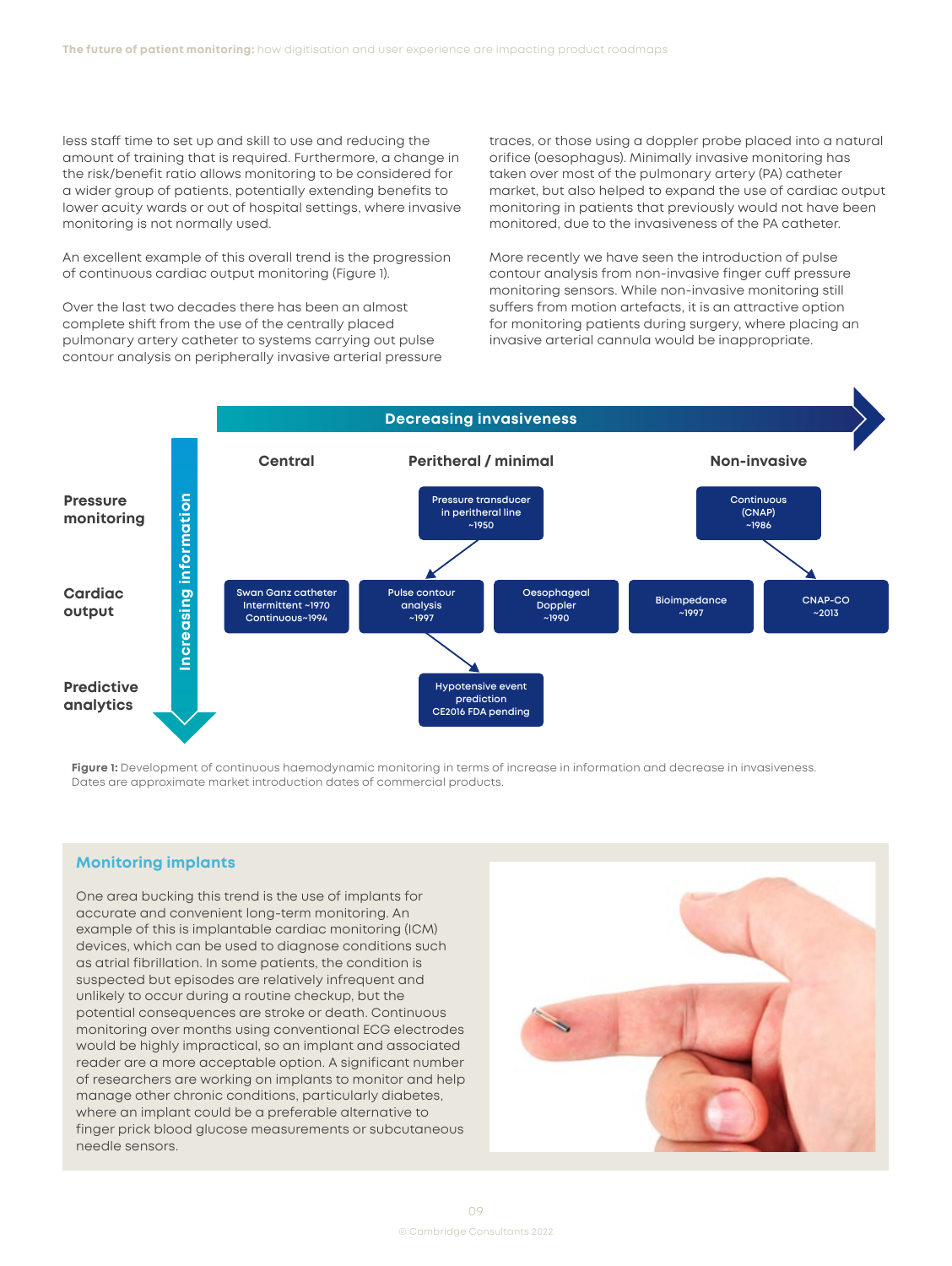less staff time to set up and skill to use and reducing the amount of training that is required. Furthermore, a change in the risk/benefit ratio allows monitoring to be considered for a wider group of patients, potentially extending benefits to lower acuity wards or out of hospital settings, where invasive monitoring is not normally used.

An excellent example of this overall trend is the progression of continuous cardiac output monitoring (Figure 1).

Over the last two decades there has been an almost complete shift from the use of the centrally placed pulmonary artery catheter to systems carrying out pulse contour analysis on peripherally invasive arterial pressure traces, or those using a doppler probe placed into a natural orifice (oesophagus). Minimally invasive monitoring has taken over most of the pulmonary artery (PA) catheter market, but also helped to expand the use of cardiac output monitoring in patients that previously would not have been monitored, due to the invasiveness of the PA catheter.

More recently we have seen the introduction of pulse contour analysis from non-invasive finger cuff pressure monitoring sensors. While non-invasive monitoring still suffers from motion artefacts, it is an attractive option for monitoring patients during surgery, where placing an invasive arterial cannula would be inappropriate.

**Decreasing invasiveness** →

**Increasing information** ↓

| | Central | Peritheral / minimal | | Non-invasive | |
|---|---|---|---|---|---|
| **Pressure monitoring** | | Pressure transducer in peritheral line ~1950 | | Continuous (CNAP) ~1986 | |
| **Cardiac output** | Swan Ganz catheter Intermittent ~1970 Continuous~1994 | Pulse contour analysis ~1997 | Oesophageal Doppler ~1990 | Bioimpedance ~1997 | CNAP-CO ~2013 |
| **Predictive analytics** | | Hypotensive event prediction CE2016 FDA pending | | | |

**Figure 1:** Development of continuous haemodynamic monitoring in terms of increase in information and decrease in invasiveness. Dates are approximate market introduction dates of commercial products.

## Monitoring implants

One area bucking this trend is the use of implants for accurate and convenient long-term monitoring. An example of this is implantable cardiac monitoring (ICM) devices, which can be used to diagnose conditions such as atrial fibrillation. In some patients, the condition is suspected but episodes are relatively infrequent and unlikely to occur during a routine checkup, but the potential consequences are stroke or death. Continuous monitoring over months using conventional ECG electrodes would be highly impractical, so an implant and associated reader are a more acceptable option. A significant number of researchers are working on implants to monitor and help manage other chronic conditions, particularly diabetes, where an implant could be a preferable alternative to finger prick blood glucose measurements or subcutaneous needle sensors.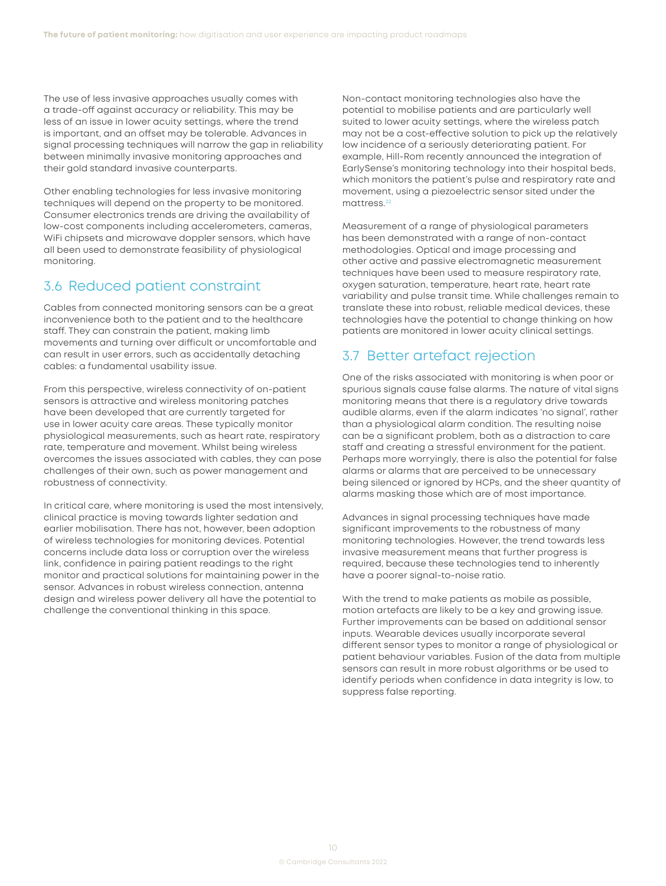The use of less invasive approaches usually comes with a trade-off against accuracy or reliability. This may be less of an issue in lower acuity settings, where the trend is important, and an offset may be tolerable. Advances in signal processing techniques will narrow the gap in reliability between minimally invasive monitoring approaches and their gold standard invasive counterparts.

Other enabling technologies for less invasive monitoring techniques will depend on the property to be monitored. Consumer electronics trends are driving the availability of low-cost components including accelerometers, cameras, WiFi chipsets and microwave doppler sensors, which have all been used to demonstrate feasibility of physiological monitoring.

## 3.6 Reduced patient constraint

Cables from connected monitoring sensors can be a great inconvenience both to the patient and to the healthcare staff. They can constrain the patient, making limb movements and turning over difficult or uncomfortable and can result in user errors, such as accidentally detaching cables: a fundamental usability issue.

From this perspective, wireless connectivity of on-patient sensors is attractive and wireless monitoring patches have been developed that are currently targeted for use in lower acuity care areas. These typically monitor physiological measurements, such as heart rate, respiratory rate, temperature and movement. Whilst being wireless overcomes the issues associated with cables, they can pose challenges of their own, such as power management and robustness of connectivity.

In critical care, where monitoring is used the most intensively, clinical practice is moving towards lighter sedation and earlier mobilisation. There has not, however, been adoption of wireless technologies for monitoring devices. Potential concerns include data loss or corruption over the wireless link, confidence in pairing patient readings to the right monitor and practical solutions for maintaining power in the sensor. Advances in robust wireless connection, antenna design and wireless power delivery all have the potential to challenge the conventional thinking in this space.

Non-contact monitoring technologies also have the potential to mobilise patients and are particularly well suited to lower acuity settings, where the wireless patch may not be a cost-effective solution to pick up the relatively low incidence of a seriously deteriorating patient. For example, Hill-Rom recently announced the integration of EarlySense's monitoring technology into their hospital beds, which monitors the patient's pulse and respiratory rate and movement, using a piezoelectric sensor sited under the mattress.[22]

Measurement of a range of physiological parameters has been demonstrated with a range of non-contact methodologies. Optical and image processing and other active and passive electromagnetic measurement techniques have been used to measure respiratory rate, oxygen saturation, temperature, heart rate, heart rate variability and pulse transit time. While challenges remain to translate these into robust, reliable medical devices, these technologies have the potential to change thinking on how patients are monitored in lower acuity clinical settings.

## 3.7 Better artefact rejection

One of the risks associated with monitoring is when poor or spurious signals cause false alarms. The nature of vital signs monitoring means that there is a regulatory drive towards audible alarms, even if the alarm indicates 'no signal', rather than a physiological alarm condition. The resulting noise can be a significant problem, both as a distraction to care staff and creating a stressful environment for the patient. Perhaps more worryingly, there is also the potential for false alarms or alarms that are perceived to be unnecessary being silenced or ignored by HCPs, and the sheer quantity of alarms masking those which are of most importance.

Advances in signal processing techniques have made significant improvements to the robustness of many monitoring technologies. However, the trend towards less invasive measurement means that further progress is required, because these technologies tend to inherently have a poorer signal-to-noise ratio.

With the trend to make patients as mobile as possible, motion artefacts are likely to be a key and growing issue. Further improvements can be based on additional sensor inputs. Wearable devices usually incorporate several different sensor types to monitor a range of physiological or patient behaviour variables. Fusion of the data from multiple sensors can result in more robust algorithms or be used to identify periods when confidence in data integrity is low, to suppress false reporting.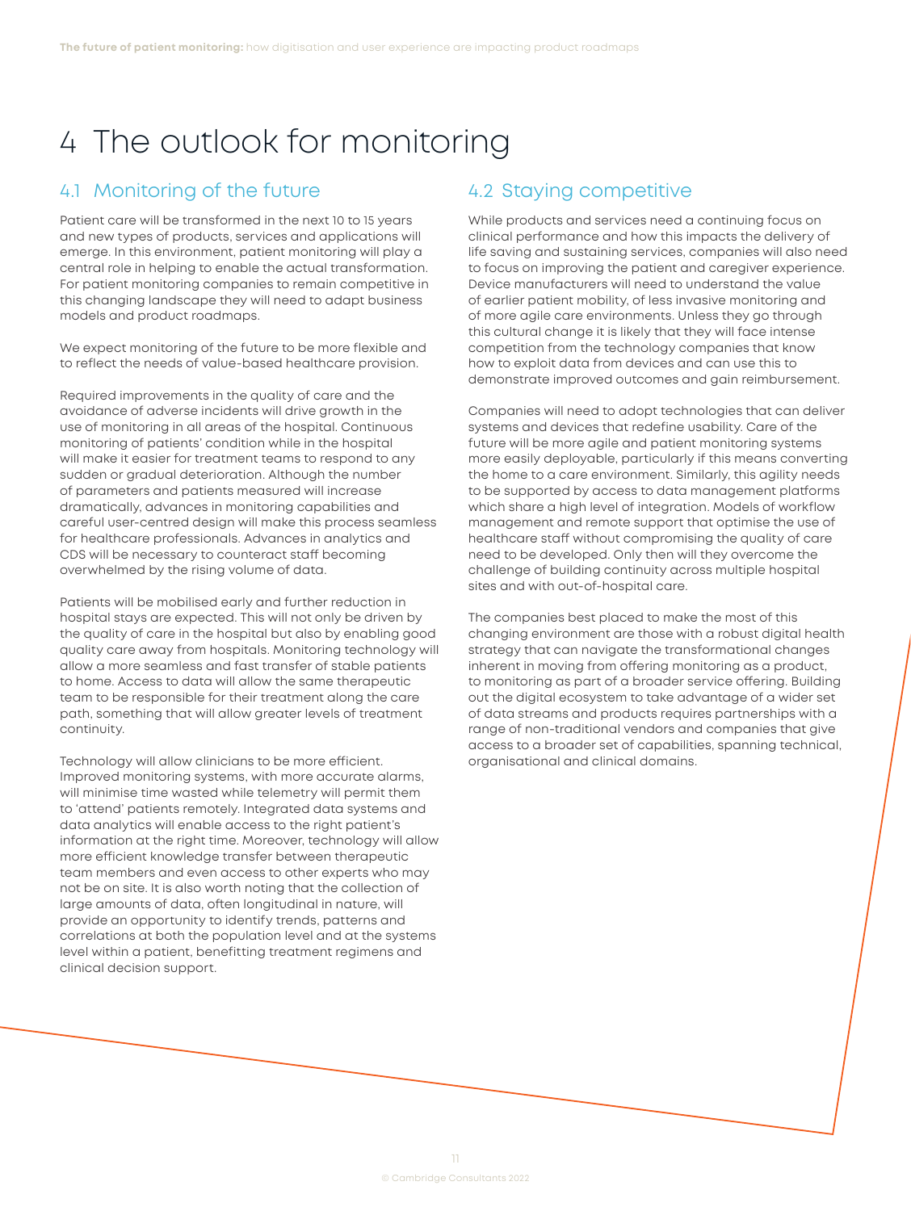# 4 The outlook for monitoring

## 4.1 Monitoring of the future

Patient care will be transformed in the next 10 to 15 years and new types of products, services and applications will emerge. In this environment, patient monitoring will play a central role in helping to enable the actual transformation. For patient monitoring companies to remain competitive in this changing landscape they will need to adapt business models and product roadmaps.

We expect monitoring of the future to be more flexible and to reflect the needs of value-based healthcare provision.

Required improvements in the quality of care and the avoidance of adverse incidents will drive growth in the use of monitoring in all areas of the hospital. Continuous monitoring of patients' condition while in the hospital will make it easier for treatment teams to respond to any sudden or gradual deterioration. Although the number of parameters and patients measured will increase dramatically, advances in monitoring capabilities and careful user-centred design will make this process seamless for healthcare professionals. Advances in analytics and CDS will be necessary to counteract staff becoming overwhelmed by the rising volume of data.

Patients will be mobilised early and further reduction in hospital stays are expected. This will not only be driven by the quality of care in the hospital but also by enabling good quality care away from hospitals. Monitoring technology will allow a more seamless and fast transfer of stable patients to home. Access to data will allow the same therapeutic team to be responsible for their treatment along the care path, something that will allow greater levels of treatment continuity.

Technology will allow clinicians to be more efficient. Improved monitoring systems, with more accurate alarms, will minimise time wasted while telemetry will permit them to 'attend' patients remotely. Integrated data systems and data analytics will enable access to the right patient's information at the right time. Moreover, technology will allow more efficient knowledge transfer between therapeutic team members and even access to other experts who may not be on site. It is also worth noting that the collection of large amounts of data, often longitudinal in nature, will provide an opportunity to identify trends, patterns and correlations at both the population level and at the systems level within a patient, benefitting treatment regimens and clinical decision support.

## 4.2 Staying competitive

While products and services need a continuing focus on clinical performance and how this impacts the delivery of life saving and sustaining services, companies will also need to focus on improving the patient and caregiver experience. Device manufacturers will need to understand the value of earlier patient mobility, of less invasive monitoring and of more agile care environments. Unless they go through this cultural change it is likely that they will face intense competition from the technology companies that know how to exploit data from devices and can use this to demonstrate improved outcomes and gain reimbursement.

Companies will need to adopt technologies that can deliver systems and devices that redefine usability. Care of the future will be more agile and patient monitoring systems more easily deployable, particularly if this means converting the home to a care environment. Similarly, this agility needs to be supported by access to data management platforms which share a high level of integration. Models of workflow management and remote support that optimise the use of healthcare staff without compromising the quality of care need to be developed. Only then will they overcome the challenge of building continuity across multiple hospital sites and with out-of-hospital care.

The companies best placed to make the most of this changing environment are those with a robust digital health strategy that can navigate the transformational changes inherent in moving from offering monitoring as a product, to monitoring as part of a broader service offering. Building out the digital ecosystem to take advantage of a wider set of data streams and products requires partnerships with a range of non-traditional vendors and companies that give access to a broader set of capabilities, spanning technical, organisational and clinical domains.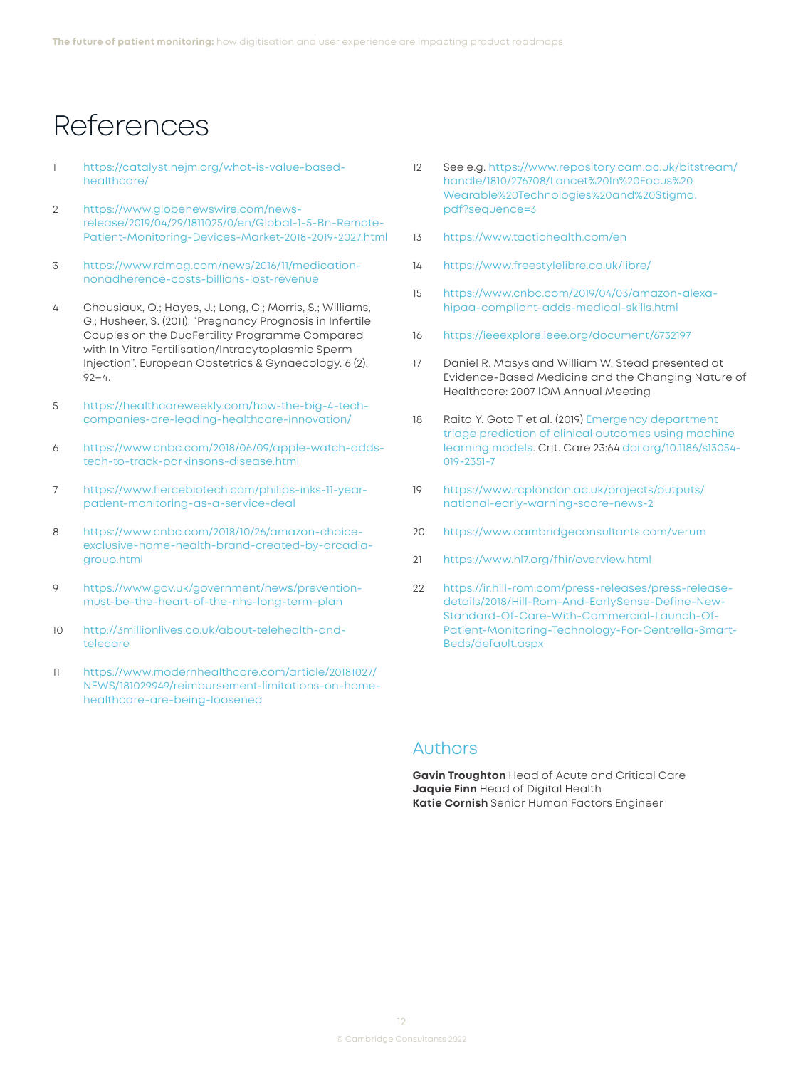# References

1. https://catalyst.nejm.org/what-is-value-based-healthcare/

2. https://www.globenewswire.com/news-release/2019/04/29/1811025/0/en/Global-1-5-Bn-Remote-Patient-Monitoring-Devices-Market-2018-2019-2027.html

3. https://www.rdmag.com/news/2016/11/medication-nonadherence-costs-billions-lost-revenue

4. Chausiaux, O.; Hayes, J.; Long, C.; Morris, S.; Williams, G.; Husheer, S. (2011). "Pregnancy Prognosis in Infertile Couples on the DuoFertility Programme Compared with In Vitro Fertilisation/Intracytoplasmic Sperm Injection". European Obstetrics & Gynaecology. 6 (2): 92–4.

5. https://healthcareweekly.com/how-the-big-4-tech-companies-are-leading-healthcare-innovation/

6. https://www.cnbc.com/2018/06/09/apple-watch-adds-tech-to-track-parkinsons-disease.html

7. https://www.fiercebiotech.com/philips-inks-11-year-patient-monitoring-as-a-service-deal

8. https://www.cnbc.com/2018/10/26/amazon-choice-exclusive-home-health-brand-created-by-arcadia-group.html

9. https://www.gov.uk/government/news/prevention-must-be-the-heart-of-the-nhs-long-term-plan

10. http://3millionlives.co.uk/about-telehealth-and-telecare

11. https://www.modernhealthcare.com/article/20181027/NEWS/181029949/reimbursement-limitations-on-home-healthcare-are-being-loosened

12. See e.g. https://www.repository.cam.ac.uk/bitstream/handle/1810/276708/Lancet%20In%20Focus%20Wearable%20Technologies%20and%20Stigma.pdf?sequence=3

13. https://www.tactiohealth.com/en

14. https://www.freestylelibre.co.uk/libre/

15. https://www.cnbc.com/2019/04/03/amazon-alexa-hipaa-compliant-adds-medical-skills.html

16. https://ieeexplore.ieee.org/document/6732197

17. Daniel R. Masys and William W. Stead presented at Evidence-Based Medicine and the Changing Nature of Healthcare: 2007 IOM Annual Meeting

18. Raita Y, Goto T et al. (2019) Emergency department triage prediction of clinical outcomes using machine learning models. Crit. Care 23:64 doi.org/10.1186/s13054-019-2351-7

19. https://www.rcplondon.ac.uk/projects/outputs/national-early-warning-score-news-2

20. https://www.cambridgeconsultants.com/verum

21. https://www.hl7.org/fhir/overview.html

22. https://ir.hill-rom.com/press-releases/press-release-details/2018/Hill-Rom-And-EarlySense-Define-New-Standard-Of-Care-With-Commercial-Launch-Of-Patient-Monitoring-Technology-For-Centrella-Smart-Beds/default.aspx

## Authors

**Gavin Troughton** Head of Acute and Critical Care
**Jaquie Finn** Head of Digital Health
**Katie Cornish** Senior Human Factors Engineer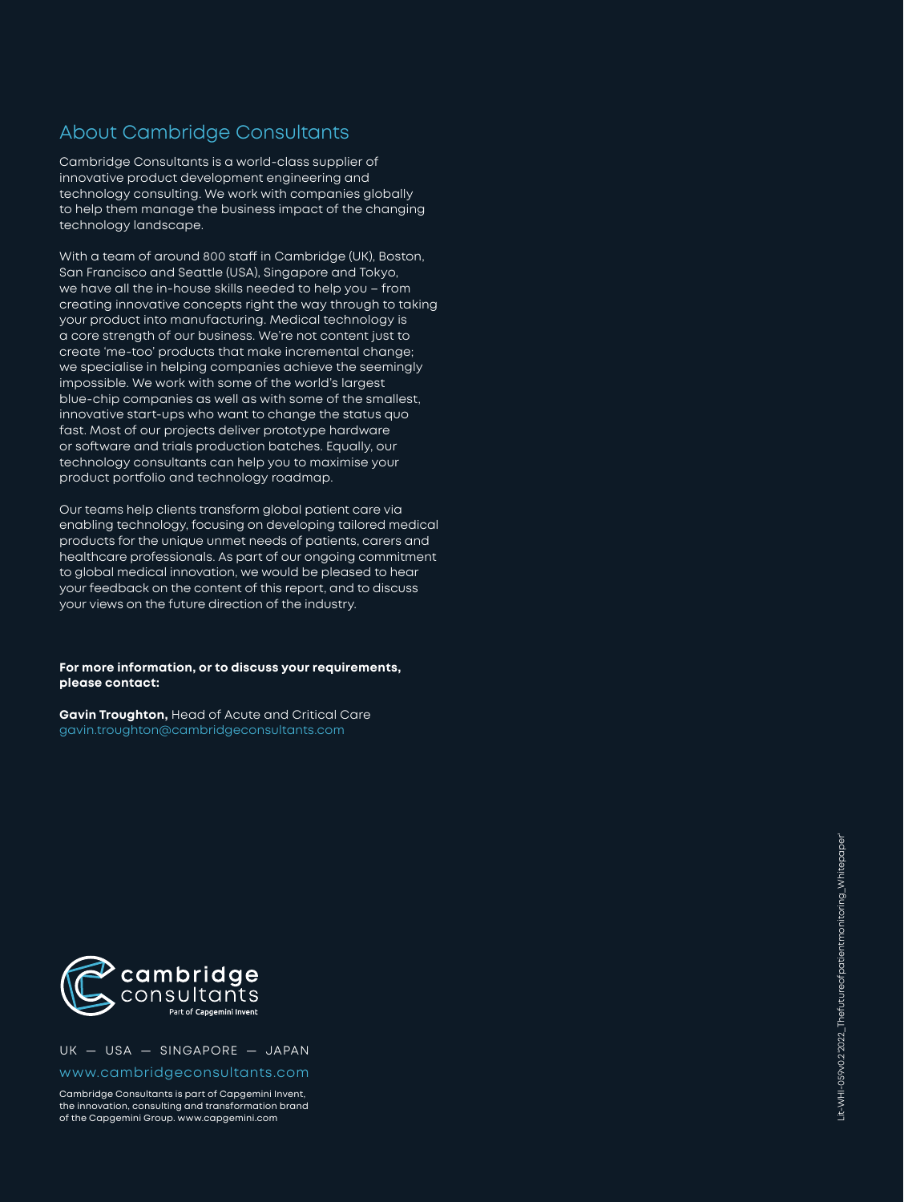## About Cambridge Consultants

Cambridge Consultants is a world-class supplier of innovative product development engineering and technology consulting. We work with companies globally to help them manage the business impact of the changing technology landscape.

With a team of around 800 staff in Cambridge (UK), Boston, San Francisco and Seattle (USA), Singapore and Tokyo, we have all the in-house skills needed to help you – from creating innovative concepts right the way through to taking your product into manufacturing. Medical technology is a core strength of our business. We're not content just to create 'me-too' products that make incremental change; we specialise in helping companies achieve the seemingly impossible. We work with some of the world's largest blue-chip companies as well as with some of the smallest, innovative start-ups who want to change the status quo fast. Most of our projects deliver prototype hardware or software and trials production batches. Equally, our technology consultants can help you to maximise your product portfolio and technology roadmap.

Our teams help clients transform global patient care via enabling technology, focusing on developing tailored medical products for the unique unmet needs of patients, carers and healthcare professionals. As part of our ongoing commitment to global medical innovation, we would be pleased to hear your feedback on the content of this report, and to discuss your views on the future direction of the industry.

**For more information, or to discuss your requirements, please contact:**

**Gavin Troughton,** Head of Acute and Critical Care
gavin.troughton@cambridgeconsultants.com

cambridge consultants
Part of Capgemini Invent

UK — USA — SINGAPORE — JAPAN

www.cambridgeconsultants.com

Cambridge Consultants is part of Capgemini Invent, the innovation, consulting and transformation brand of the Capgemini Group. www.capgemini.com

Lit-WHI-059v0.2'2022_Thefutureofpatientmonitoring_Whitepaper'